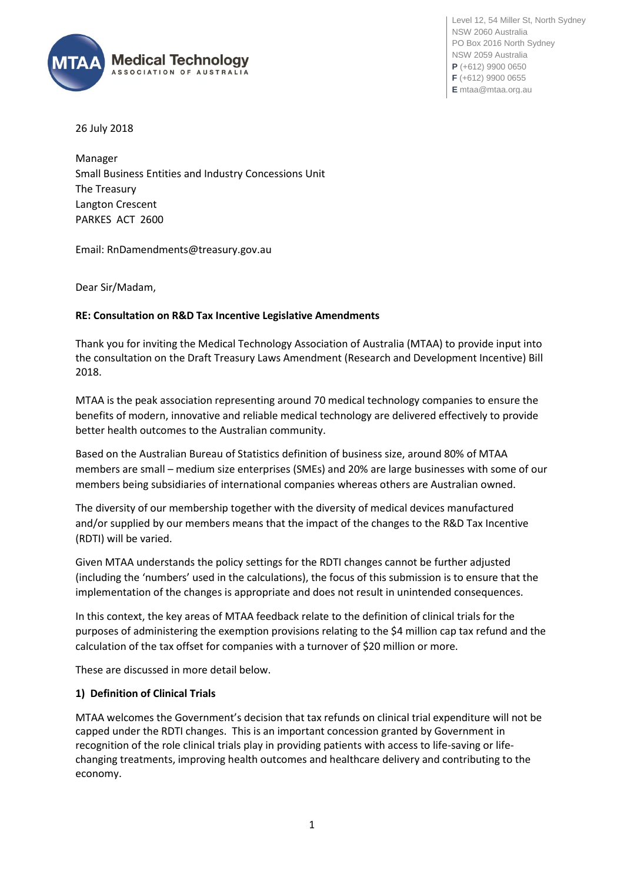**MTAA Medical Technology**
ASSOCIATION OF AUSTRALIA

Level 12, 54 Miller St, North Sydney
NSW 2060 Australia
PO Box 2016 North Sydney
NSW 2059 Australia
**P** (+612) 9900 0650
**F** (+612) 9900 0655
**E** mtaa@mtaa.org.au

26 July 2018

Manager
Small Business Entities and Industry Concessions Unit
The Treasury
Langton Crescent
PARKES ACT 2600

Email: RnDamendments@treasury.gov.au

Dear Sir/Madam,

**RE: Consultation on R&D Tax Incentive Legislative Amendments**

Thank you for inviting the Medical Technology Association of Australia (MTAA) to provide input into the consultation on the Draft Treasury Laws Amendment (Research and Development Incentive) Bill 2018.

MTAA is the peak association representing around 70 medical technology companies to ensure the benefits of modern, innovative and reliable medical technology are delivered effectively to provide better health outcomes to the Australian community.

Based on the Australian Bureau of Statistics definition of business size, around 80% of MTAA members are small – medium size enterprises (SMEs) and 20% are large businesses with some of our members being subsidiaries of international companies whereas others are Australian owned.

The diversity of our membership together with the diversity of medical devices manufactured and/or supplied by our members means that the impact of the changes to the R&D Tax Incentive (RDTI) will be varied.

Given MTAA understands the policy settings for the RDTI changes cannot be further adjusted (including the 'numbers' used in the calculations), the focus of this submission is to ensure that the implementation of the changes is appropriate and does not result in unintended consequences.

In this context, the key areas of MTAA feedback relate to the definition of clinical trials for the purposes of administering the exemption provisions relating to the $4 million cap tax refund and the calculation of the tax offset for companies with a turnover of $20 million or more.

These are discussed in more detail below.

**1) Definition of Clinical Trials**

MTAA welcomes the Government's decision that tax refunds on clinical trial expenditure will not be capped under the RDTI changes. This is an important concession granted by Government in recognition of the role clinical trials play in providing patients with access to life-saving or life-changing treatments, improving health outcomes and healthcare delivery and contributing to the economy.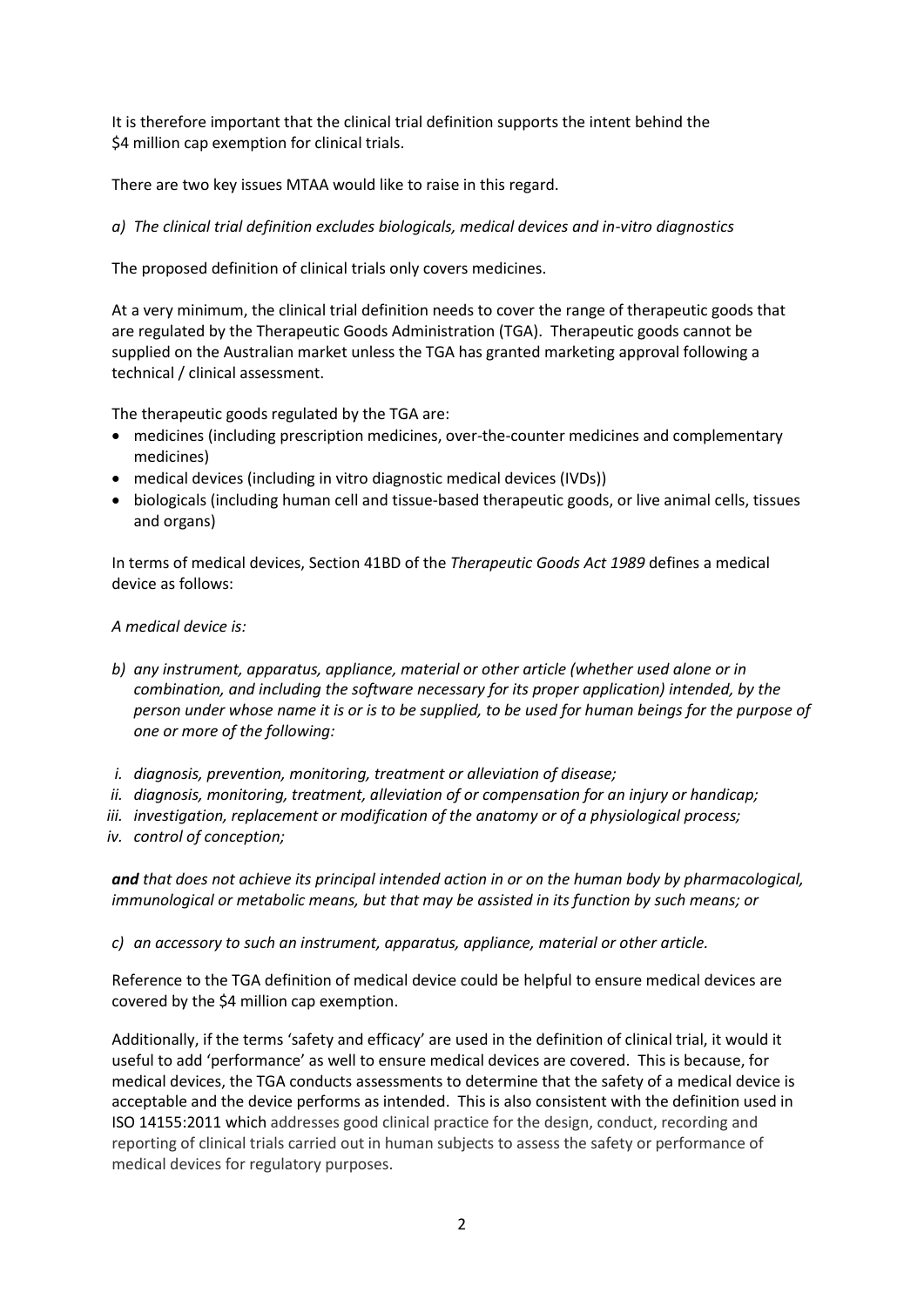It is therefore important that the clinical trial definition supports the intent behind the $4 million cap exemption for clinical trials.

There are two key issues MTAA would like to raise in this regard.

*a) The clinical trial definition excludes biologicals, medical devices and in-vitro diagnostics*

The proposed definition of clinical trials only covers medicines.

At a very minimum, the clinical trial definition needs to cover the range of therapeutic goods that are regulated by the Therapeutic Goods Administration (TGA). Therapeutic goods cannot be supplied on the Australian market unless the TGA has granted marketing approval following a technical / clinical assessment.

The therapeutic goods regulated by the TGA are:

- medicines (including prescription medicines, over-the-counter medicines and complementary medicines)
- medical devices (including in vitro diagnostic medical devices (IVDs))
- biologicals (including human cell and tissue-based therapeutic goods, or live animal cells, tissues and organs)

In terms of medical devices, Section 41BD of the *Therapeutic Goods Act 1989* defines a medical device as follows:

*A medical device is:*

*b) any instrument, apparatus, appliance, material or other article (whether used alone or in combination, and including the software necessary for its proper application) intended, by the person under whose name it is or is to be supplied, to be used for human beings for the purpose of one or more of the following:*

*i. diagnosis, prevention, monitoring, treatment or alleviation of disease;*
*ii. diagnosis, monitoring, treatment, alleviation of or compensation for an injury or handicap;*
*iii. investigation, replacement or modification of the anatomy or of a physiological process;*
*iv. control of conception;*

***and** that does not achieve its principal intended action in or on the human body by pharmacological, immunological or metabolic means, but that may be assisted in its function by such means; or*

*c) an accessory to such an instrument, apparatus, appliance, material or other article.*

Reference to the TGA definition of medical device could be helpful to ensure medical devices are covered by the $4 million cap exemption.

Additionally, if the terms 'safety and efficacy' are used in the definition of clinical trial, it would it useful to add 'performance' as well to ensure medical devices are covered. This is because, for medical devices, the TGA conducts assessments to determine that the safety of a medical device is acceptable and the device performs as intended. This is also consistent with the definition used in ISO 14155:2011 which addresses good clinical practice for the design, conduct, recording and reporting of clinical trials carried out in human subjects to assess the safety or performance of medical devices for regulatory purposes.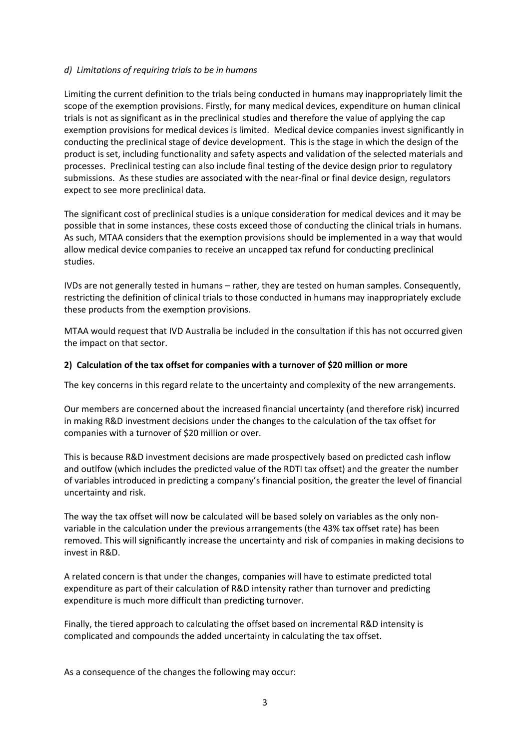*d) Limitations of requiring trials to be in humans*

Limiting the current definition to the trials being conducted in humans may inappropriately limit the scope of the exemption provisions. Firstly, for many medical devices, expenditure on human clinical trials is not as significant as in the preclinical studies and therefore the value of applying the cap exemption provisions for medical devices is limited. Medical device companies invest significantly in conducting the preclinical stage of device development. This is the stage in which the design of the product is set, including functionality and safety aspects and validation of the selected materials and processes. Preclinical testing can also include final testing of the device design prior to regulatory submissions. As these studies are associated with the near-final or final device design, regulators expect to see more preclinical data.

The significant cost of preclinical studies is a unique consideration for medical devices and it may be possible that in some instances, these costs exceed those of conducting the clinical trials in humans. As such, MTAA considers that the exemption provisions should be implemented in a way that would allow medical device companies to receive an uncapped tax refund for conducting preclinical studies.

IVDs are not generally tested in humans – rather, they are tested on human samples. Consequently, restricting the definition of clinical trials to those conducted in humans may inappropriately exclude these products from the exemption provisions.

MTAA would request that IVD Australia be included in the consultation if this has not occurred given the impact on that sector.

**2) Calculation of the tax offset for companies with a turnover of $20 million or more**

The key concerns in this regard relate to the uncertainty and complexity of the new arrangements.

Our members are concerned about the increased financial uncertainty (and therefore risk) incurred in making R&D investment decisions under the changes to the calculation of the tax offset for companies with a turnover of $20 million or over.

This is because R&D investment decisions are made prospectively based on predicted cash inflow and outlfow (which includes the predicted value of the RDTI tax offset) and the greater the number of variables introduced in predicting a company's financial position, the greater the level of financial uncertainty and risk.

The way the tax offset will now be calculated will be based solely on variables as the only non-variable in the calculation under the previous arrangements (the 43% tax offset rate) has been removed. This will significantly increase the uncertainty and risk of companies in making decisions to invest in R&D.

A related concern is that under the changes, companies will have to estimate predicted total expenditure as part of their calculation of R&D intensity rather than turnover and predicting expenditure is much more difficult than predicting turnover.

Finally, the tiered approach to calculating the offset based on incremental R&D intensity is complicated and compounds the added uncertainty in calculating the tax offset.

As a consequence of the changes the following may occur: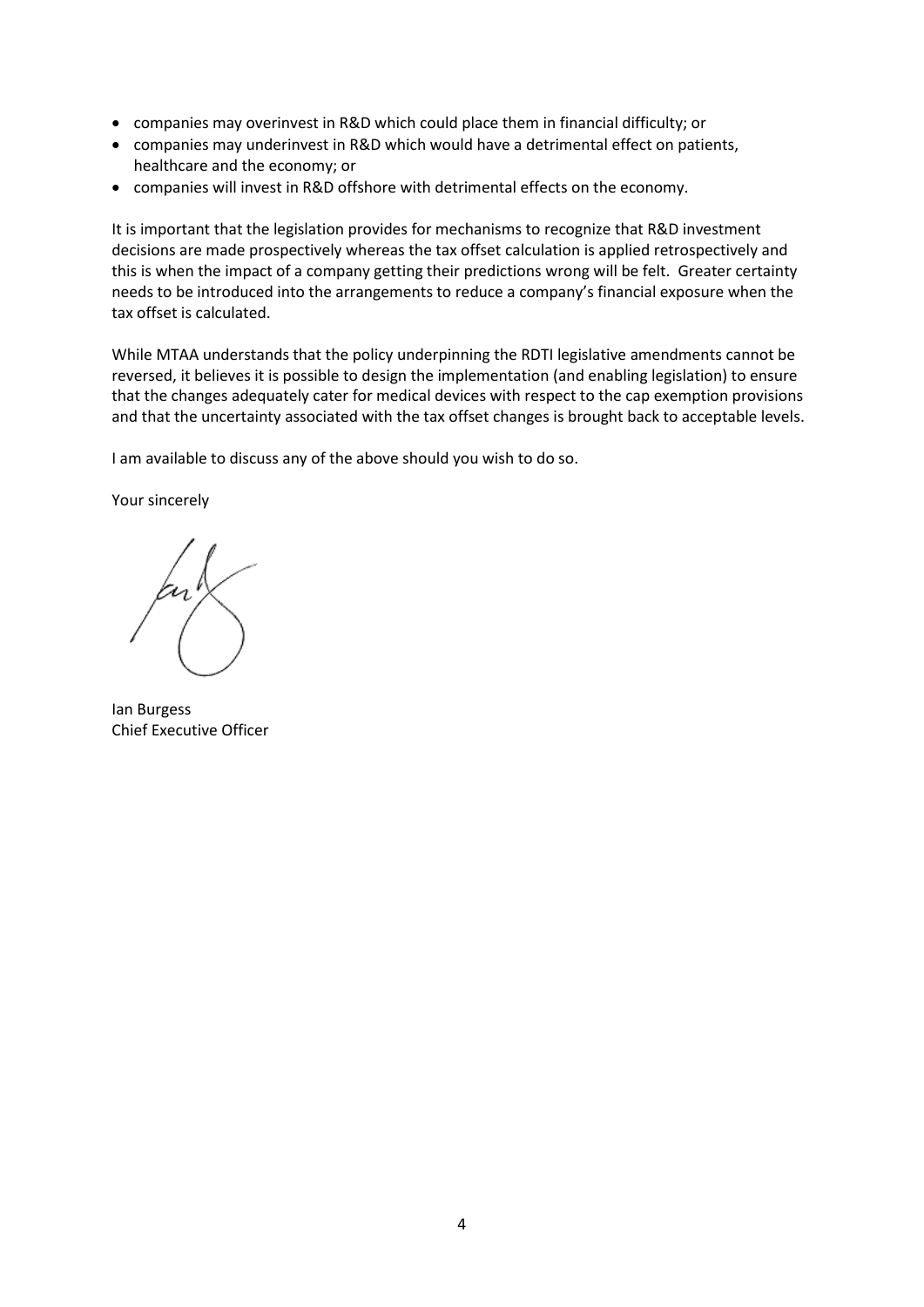- companies may overinvest in R&D which could place them in financial difficulty; or
- companies may underinvest in R&D which would have a detrimental effect on patients, healthcare and the economy; or
- companies will invest in R&D offshore with detrimental effects on the economy.

It is important that the legislation provides for mechanisms to recognize that R&D investment decisions are made prospectively whereas the tax offset calculation is applied retrospectively and this is when the impact of a company getting their predictions wrong will be felt. Greater certainty needs to be introduced into the arrangements to reduce a company's financial exposure when the tax offset is calculated.

While MTAA understands that the policy underpinning the RDTI legislative amendments cannot be reversed, it believes it is possible to design the implementation (and enabling legislation) to ensure that the changes adequately cater for medical devices with respect to the cap exemption provisions and that the uncertainty associated with the tax offset changes is brought back to acceptable levels.

I am available to discuss any of the above should you wish to do so.

Your sincerely

Ian Burgess
Chief Executive Officer